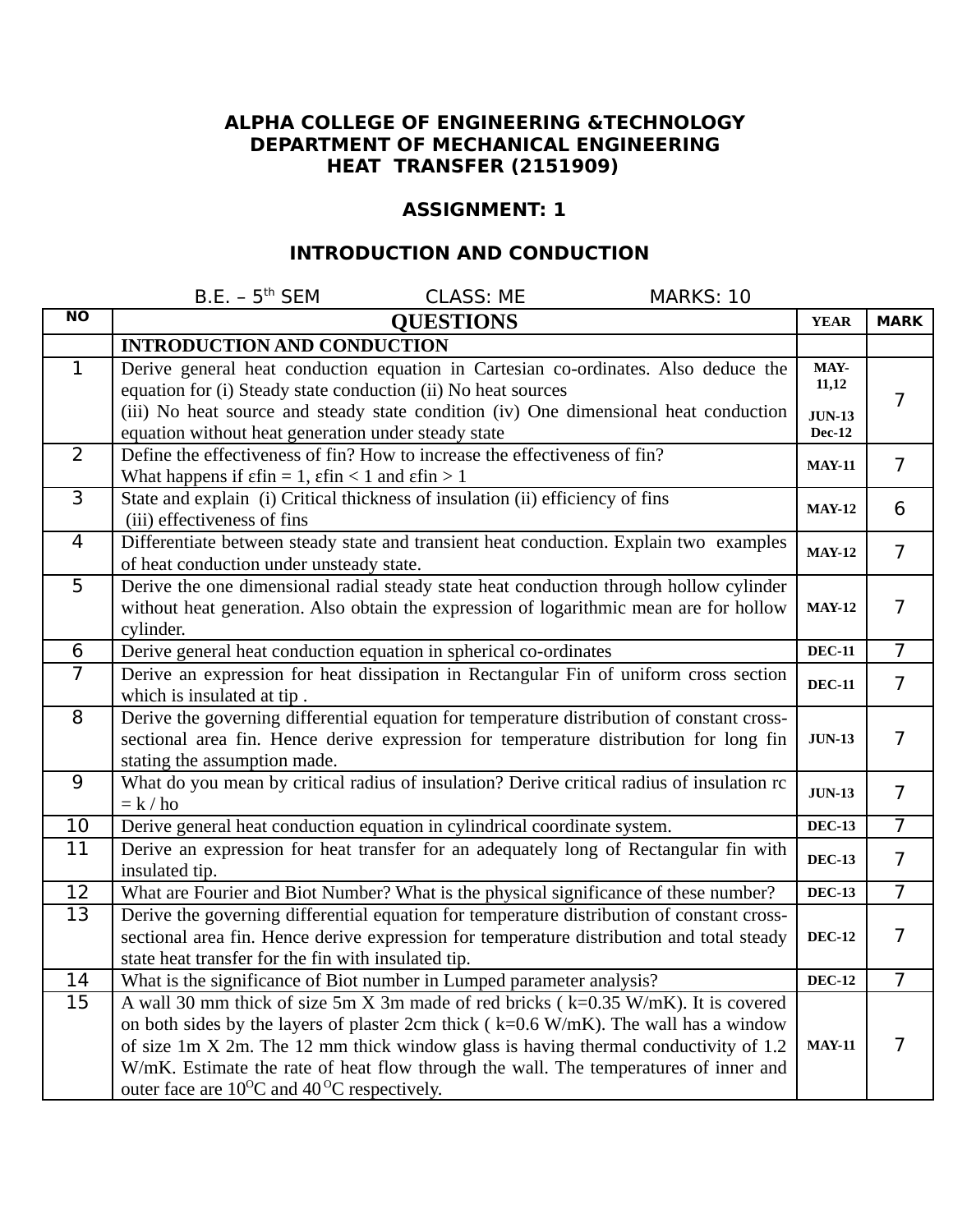**ALPHA COLLEGE OF ENGINEERING &TECHNOLOGY**
**DEPARTMENT OF MECHANICAL ENGINEERING**
**HEAT TRANSFER (2151909)**

**ASSIGNMENT: 1**

**INTRODUCTION AND CONDUCTION**

B.E. – 5th SEM CLASS: ME MARKS: 10

| NO | QUESTIONS | YEAR | MARK |
|---|---|---|---|
| | **INTRODUCTION AND CONDUCTION** | | |
| 1 | Derive general heat conduction equation in Cartesian co-ordinates. Also deduce the equation for (i) Steady state conduction (ii) No heat sources (iii) No heat source and steady state condition (iv) One dimensional heat conduction equation without heat generation under steady state | MAY-11,12 JUN-13 Dec-12 | 7 |
| 2 | Define the effectiveness of fin? How to increase the effectiveness of fin? What happens if $\varepsilon fin = 1$, $\varepsilon fin < 1$ and $\varepsilon fin > 1$ | MAY-11 | 7 |
| 3 | State and explain (i) Critical thickness of insulation (ii) efficiency of fins (iii) effectiveness of fins | MAY-12 | 6 |
| 4 | Differentiate between steady state and transient heat conduction. Explain two examples of heat conduction under unsteady state. | MAY-12 | 7 |
| 5 | Derive the one dimensional radial steady state heat conduction through hollow cylinder without heat generation. Also obtain the expression of logarithmic mean are for hollow cylinder. | MAY-12 | 7 |
| 6 | Derive general heat conduction equation in spherical co-ordinates | DEC-11 | 7 |
| 7 | Derive an expression for heat dissipation in Rectangular Fin of uniform cross section which is insulated at tip . | DEC-11 | 7 |
| 8 | Derive the governing differential equation for temperature distribution of constant cross-sectional area fin. Hence derive expression for temperature distribution for long fin stating the assumption made. | JUN-13 | 7 |
| 9 | What do you mean by critical radius of insulation? Derive critical radius of insulation $rc = k / ho$ | JUN-13 | 7 |
| 10 | Derive general heat conduction equation in cylindrical coordinate system. | DEC-13 | 7 |
| 11 | Derive an expression for heat transfer for an adequately long of Rectangular fin with insulated tip. | DEC-13 | 7 |
| 12 | What are Fourier and Biot Number? What is the physical significance of these number? | DEC-13 | 7 |
| 13 | Derive the governing differential equation for temperature distribution of constant cross-sectional area fin. Hence derive expression for temperature distribution and total steady state heat transfer for the fin with insulated tip. | DEC-12 | 7 |
| 14 | What is the significance of Biot number in Lumped parameter analysis? | DEC-12 | 7 |
| 15 | A wall 30 mm thick of size 5m X 3m made of red bricks ( k=0.35 W/mK). It is covered on both sides by the layers of plaster 2cm thick ( k=0.6 W/mK). The wall has a window of size 1m X 2m. The 12 mm thick window glass is having thermal conductivity of 1.2 W/mK. Estimate the rate of heat flow through the wall. The temperatures of inner and outer face are 10°C and 40 °C respectively. | MAY-11 | 7 |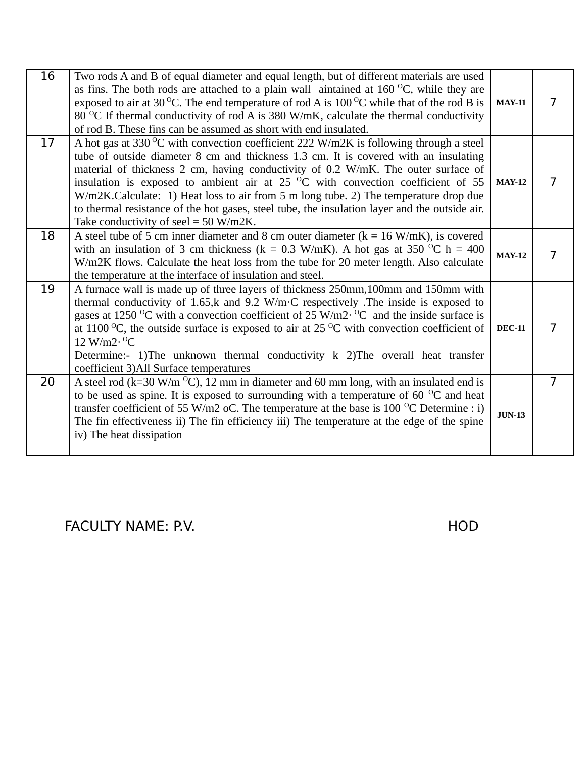| 16 | Two rods A and B of equal diameter and equal length, but of different materials are used as fins. The both rods are attached to a plain wall aintained at 160 $^{O}$C, while they are exposed to air at 30 $^{O}$C. The end temperature of rod A is 100 $^{O}$C while that of the rod B is 80 $^{O}$C If thermal conductivity of rod A is 380 W/mK, calculate the thermal conductivity of rod B. These fins can be assumed as short with end insulated. | **MAY-11** | 7 |
|---|---|---|---|
| 17 | A hot gas at 330 $^{O}$C with convection coefficient 222 W/m2K is following through a steel tube of outside diameter 8 cm and thickness 1.3 cm. It is covered with an insulating material of thickness 2 cm, having conductivity of 0.2 W/mK. The outer surface of insulation is exposed to ambient air at 25 $^{O}$C with convection coefficient of 55 W/m2K.Calculate: 1) Heat loss to air from 5 m long tube. 2) The temperature drop due to thermal resistance of the hot gases, steel tube, the insulation layer and the outside air. Take conductivity of seel = 50 W/m2K. | **MAY-12** | 7 |
| 18 | A steel tube of 5 cm inner diameter and 8 cm outer diameter (k = 16 W/mK), is covered with an insulation of 3 cm thickness (k = 0.3 W/mK). A hot gas at 350 $^{O}$C h = 400 W/m2K flows. Calculate the heat loss from the tube for 20 meter length. Also calculate the temperature at the interface of insulation and steel. | **MAY-12** | 7 |
| 19 | A furnace wall is made up of three layers of thickness 250mm,100mm and 150mm with thermal conductivity of 1.65,k and 9.2 W/m·C respectively .The inside is exposed to gases at 1250 $^{O}$C with a convection coefficient of 25 W/m2· $^{O}$C and the inside surface is at 1100 $^{O}$C, the outside surface is exposed to air at 25 $^{O}$C with convection coefficient of 12 W/m2· $^{O}$C<br>Determine:- 1)The unknown thermal conductivity k 2)The overall heat transfer coefficient 3)All Surface temperatures | **DEC-11** | 7 |
| 20 | A steel rod (k=30 W/m $^{O}$C), 12 mm in diameter and 60 mm long, with an insulated end is to be used as spine. It is exposed to surrounding with a temperature of 60 $^{O}$C and heat transfer coefficient of 55 W/m2 oC. The temperature at the base is 100 $^{O}$C Determine : i) The fin effectiveness ii) The fin efficiency iii) The temperature at the edge of the spine iv) The heat dissipation | **JUN-13** | 7 |

FACULTY NAME: P.V. HOD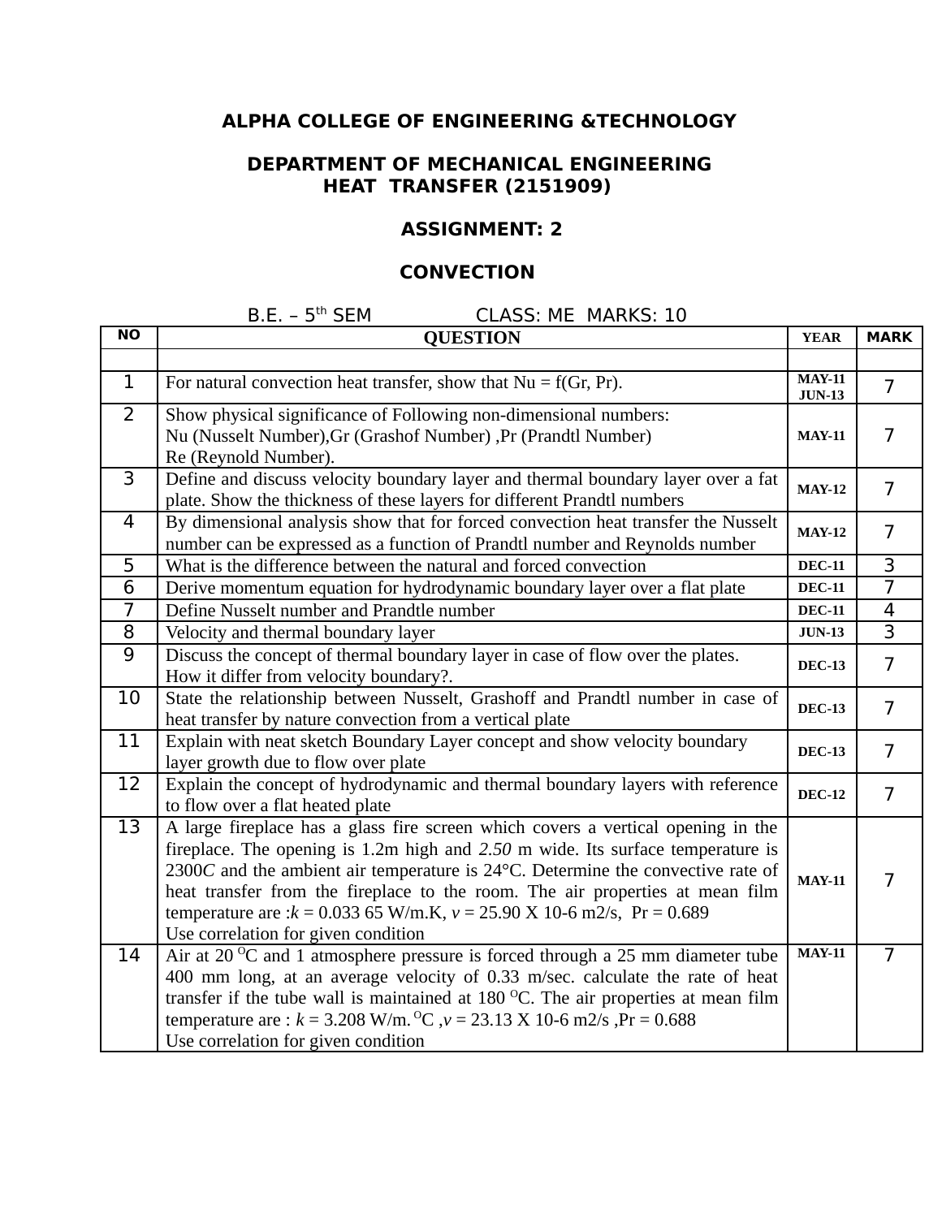**ALPHA COLLEGE OF ENGINEERING &TECHNOLOGY**

**DEPARTMENT OF MECHANICAL ENGINEERING**
**HEAT TRANSFER (2151909)**

**ASSIGNMENT: 2**

**CONVECTION**

B.E. – 5th SEM CLASS: ME MARKS: 10

| NO | QUESTION | YEAR | MARK |
|---|---|---|---|
| | | | |
| 1 | For natural convection heat transfer, show that Nu = f(Gr, Pr). | MAY-11 JUN-13 | 7 |
| 2 | Show physical significance of Following non-dimensional numbers:<br>Nu (Nusselt Number),Gr (Grashof Number) ,Pr (Prandtl Number)<br>Re (Reynold Number). | MAY-11 | 7 |
| 3 | Define and discuss velocity boundary layer and thermal boundary layer over a fat plate. Show the thickness of these layers for different Prandtl numbers | MAY-12 | 7 |
| 4 | By dimensional analysis show that for forced convection heat transfer the Nusselt number can be expressed as a function of Prandtl number and Reynolds number | MAY-12 | 7 |
| 5 | What is the difference between the natural and forced convection | DEC-11 | 3 |
| 6 | Derive momentum equation for hydrodynamic boundary layer over a flat plate | DEC-11 | 7 |
| 7 | Define Nusselt number and Prandtle number | DEC-11 | 4 |
| 8 | Velocity and thermal boundary layer | JUN-13 | 3 |
| 9 | Discuss the concept of thermal boundary layer in case of flow over the plates.<br>How it differ from velocity boundary?. | DEC-13 | 7 |
| 10 | State the relationship between Nusselt, Grashoff and Prandtl number in case of heat transfer by nature convection from a vertical plate | DEC-13 | 7 |
| 11 | Explain with neat sketch Boundary Layer concept and show velocity boundary layer growth due to flow over plate | DEC-13 | 7 |
| 12 | Explain the concept of hydrodynamic and thermal boundary layers with reference to flow over a flat heated plate | DEC-12 | 7 |
| 13 | A large fireplace has a glass fire screen which covers a vertical opening in the fireplace. The opening is 1.2m high and *2.50* m wide. Its surface temperature is 2300*C* and the ambient air temperature is 24°C. Determine the convective rate of heat transfer from the fireplace to the room. The air properties at mean film temperature are :*k* = 0.033 65 W/m.K, *v* = 25.90 X 10-6 m2/s, Pr = 0.689<br>Use correlation for given condition | MAY-11 | 7 |
| 14 | Air at 20 $^{O}$C and 1 atmosphere pressure is forced through a 25 mm diameter tube 400 mm long, at an average velocity of 0.33 m/sec. calculate the rate of heat transfer if the tube wall is maintained at 180 $^{O}$C. The air properties at mean film temperature are : *k* = 3.208 W/m.$^{O}$C ,*v* = 23.13 X 10-6 m2/s ,Pr = 0.688<br>Use correlation for given condition | MAY-11 | 7 |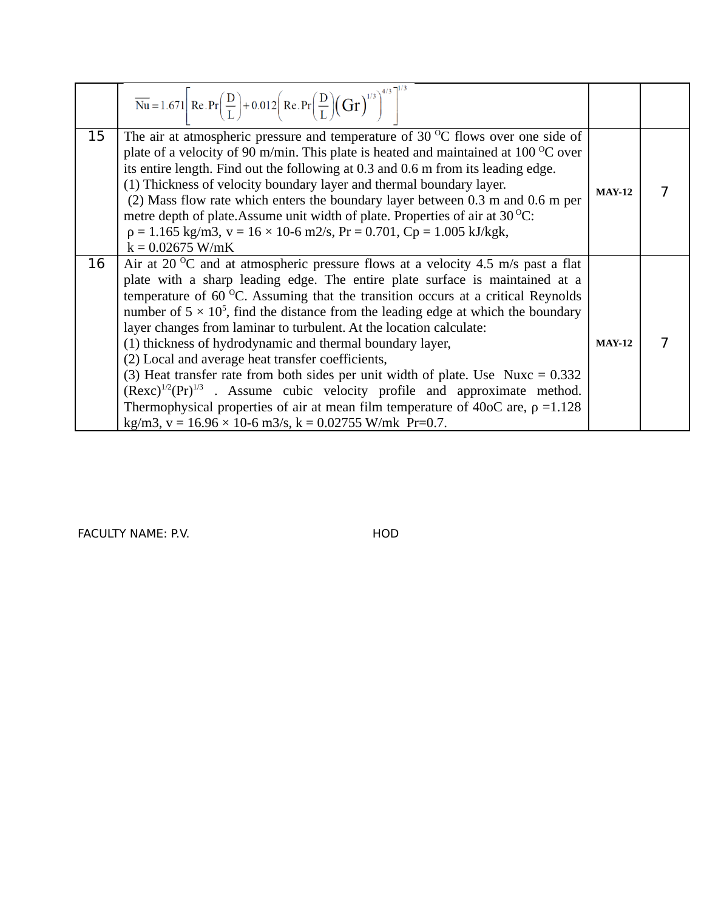| | | | |
|---|---|---|---|
| | $\overline{Nu} = 1.671\left[ Re.Pr\left(\frac{D}{L}\right) + 0.012\left( Re.Pr\left(\frac{D}{L}\right)(Gr)^{1/3}\right)^{4/3}\right]^{1/3}$ | | |
| 15 | The air at atmospheric pressure and temperature of 30 $^{O}$C flows over one side of plate of a velocity of 90 m/min. This plate is heated and maintained at 100 $^{O}$C over its entire length. Find out the following at 0.3 and 0.6 m from its leading edge.<br>(1) Thickness of velocity boundary layer and thermal boundary layer.<br>(2) Mass flow rate which enters the boundary layer between 0.3 m and 0.6 m per metre depth of plate.Assume unit width of plate. Properties of air at 30 $^{O}$C:<br>ρ = 1.165 kg/m3, v = 16 × 10-6 m2/s, Pr = 0.701, Cp = 1.005 kJ/kgk,<br>k = 0.02675 W/mK | MAY-12 | 7 |
| 16 | Air at 20 $^{O}$C and at atmospheric pressure flows at a velocity 4.5 m/s past a flat plate with a sharp leading edge. The entire plate surface is maintained at a temperature of 60 $^{O}$C. Assuming that the transition occurs at a critical Reynolds number of $5 \times 10^{5}$, find the distance from the leading edge at which the boundary layer changes from laminar to turbulent. At the location calculate:<br>(1) thickness of hydrodynamic and thermal boundary layer,<br>(2) Local and average heat transfer coefficients,<br>(3) Heat transfer rate from both sides per unit width of plate. Use Nuxc = 0.332 $(Rexc)^{1/2}(Pr)^{1/3}$ . Assume cubic velocity profile and approximate method. Thermophysical properties of air at mean film temperature of 40oC are, ρ =1.128 kg/m3, v = 16.96 × 10-6 m3/s, k = 0.02755 W/mk Pr=0.7. | MAY-12 | 7 |

FACULTY NAME: P.V. HOD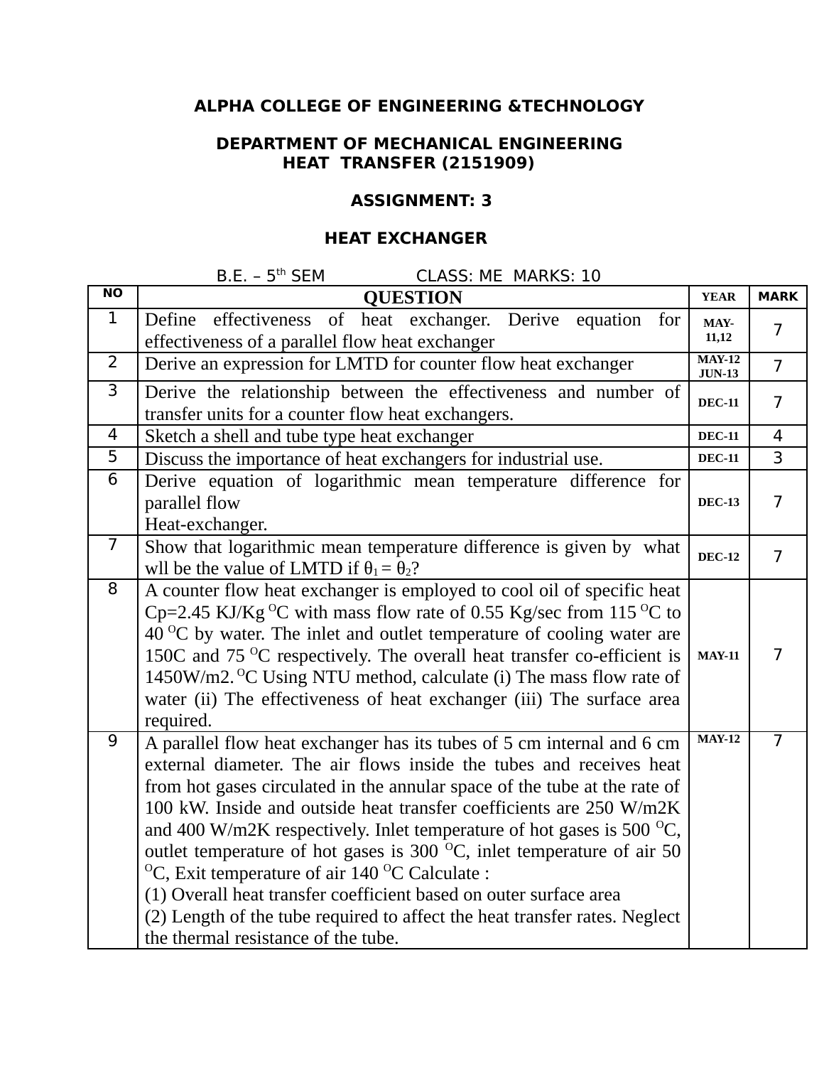**ALPHA COLLEGE OF ENGINEERING &TECHNOLOGY**

**DEPARTMENT OF MECHANICAL ENGINEERING**
**HEAT TRANSFER (2151909)**

**ASSIGNMENT: 3**

**HEAT EXCHANGER**

B.E. – 5th SEM CLASS: ME MARKS: 10

| NO | QUESTION | YEAR | MARK |
|---|---|---|---|
| 1 | Define effectiveness of heat exchanger. Derive equation for effectiveness of a parallel flow heat exchanger | MAY-11,12 | 7 |
| 2 | Derive an expression for LMTD for counter flow heat exchanger | MAY-12 JUN-13 | 7 |
| 3 | Derive the relationship between the effectiveness and number of transfer units for a counter flow heat exchangers. | DEC-11 | 7 |
| 4 | Sketch a shell and tube type heat exchanger | DEC-11 | 4 |
| 5 | Discuss the importance of heat exchangers for industrial use. | DEC-11 | 3 |
| 6 | Derive equation of logarithmic mean temperature difference for parallel flow Heat-exchanger. | DEC-13 | 7 |
| 7 | Show that logarithmic mean temperature difference is given by what wll be the value of LMTD if $\theta_1 = \theta_2$? | DEC-12 | 7 |
| 8 | A counter flow heat exchanger is employed to cool oil of specific heat Cp=2.45 KJ/Kg $^{O}$C with mass flow rate of 0.55 Kg/sec from 115 $^{O}$C to 40 $^{O}$C by water. The inlet and outlet temperature of cooling water are 150C and 75 $^{O}$C respectively. The overall heat transfer co-efficient is 1450W/m2. $^{O}$C Using NTU method, calculate (i) The mass flow rate of water (ii) The effectiveness of heat exchanger (iii) The surface area required. | MAY-11 | 7 |
| 9 | A parallel flow heat exchanger has its tubes of 5 cm internal and 6 cm external diameter. The air flows inside the tubes and receives heat from hot gases circulated in the annular space of the tube at the rate of 100 kW. Inside and outside heat transfer coefficients are 250 W/m2K and 400 W/m2K respectively. Inlet temperature of hot gases is 500 $^{O}$C, outlet temperature of hot gases is 300 $^{O}$C, inlet temperature of air 50 $^{O}$C, Exit temperature of air 140 $^{O}$C Calculate : (1) Overall heat transfer coefficient based on outer surface area (2) Length of the tube required to affect the heat transfer rates. Neglect the thermal resistance of the tube. | MAY-12 | 7 |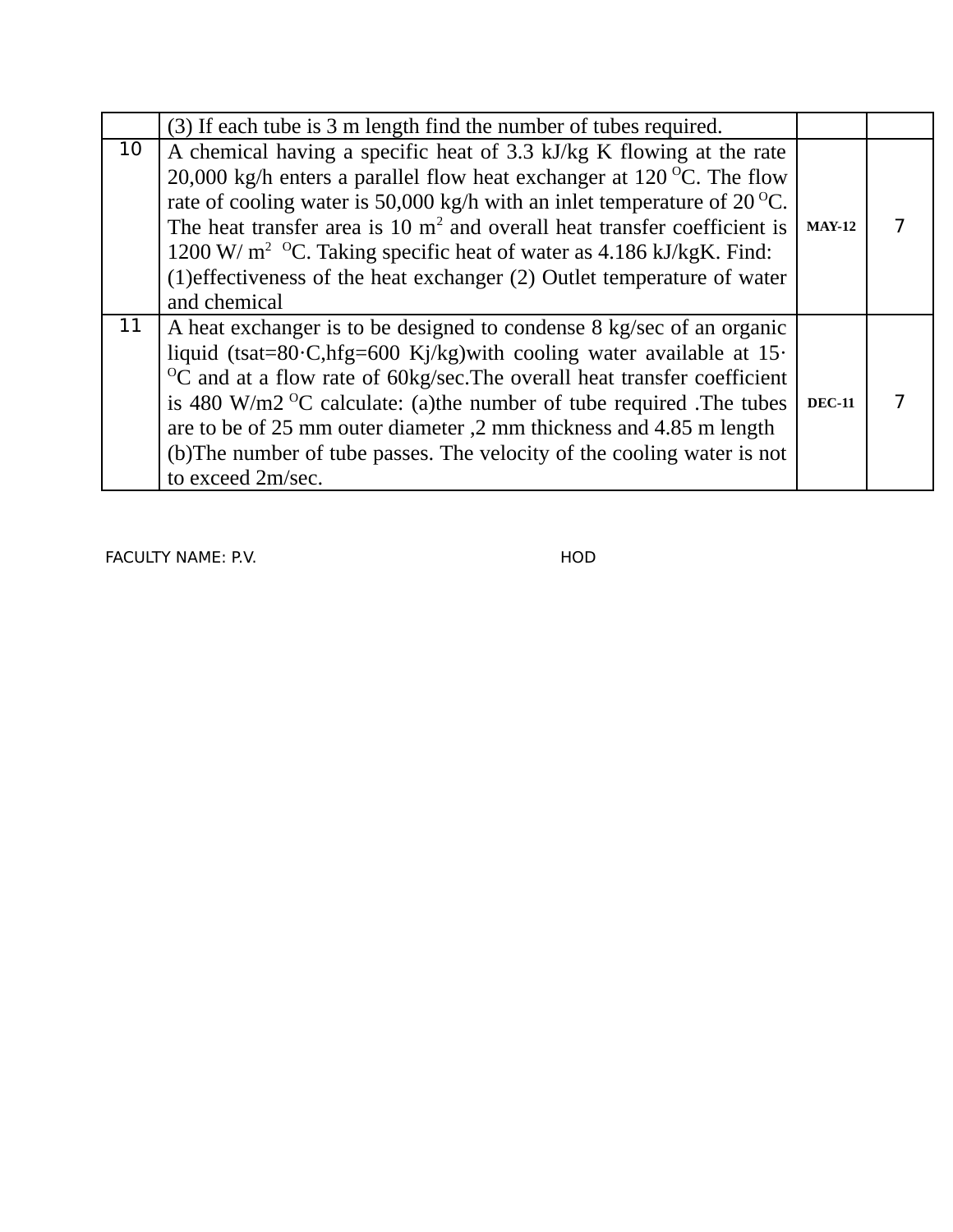| | | | |
|---|---|---|---|
| | (3) If each tube is 3 m length find the number of tubes required. | | |
| 10 | A chemical having a specific heat of 3.3 kJ/kg K flowing at the rate 20,000 kg/h enters a parallel flow heat exchanger at 120 $^{O}$C. The flow rate of cooling water is 50,000 kg/h with an inlet temperature of 20 $^{O}$C. The heat transfer area is 10 $m^2$ and overall heat transfer coefficient is 1200 W/ $m^2$ $^{O}$C. Taking specific heat of water as 4.186 kJ/kgK. Find: (1)effectiveness of the heat exchanger (2) Outlet temperature of water and chemical | **MAY-12** | 7 |
| 11 | A heat exchanger is to be designed to condense 8 kg/sec of an organic liquid (tsat=80·C,hfg=600 Kj/kg)with cooling water available at 15·$^{O}$C and at a flow rate of 60kg/sec.The overall heat transfer coefficient is 480 W/m2 $^{O}$C calculate: (a)the number of tube required .The tubes are to be of 25 mm outer diameter ,2 mm thickness and 4.85 m length (b)The number of tube passes. The velocity of the cooling water is not to exceed 2m/sec. | **DEC-11** | 7 |

FACULTY NAME: P.V. HOD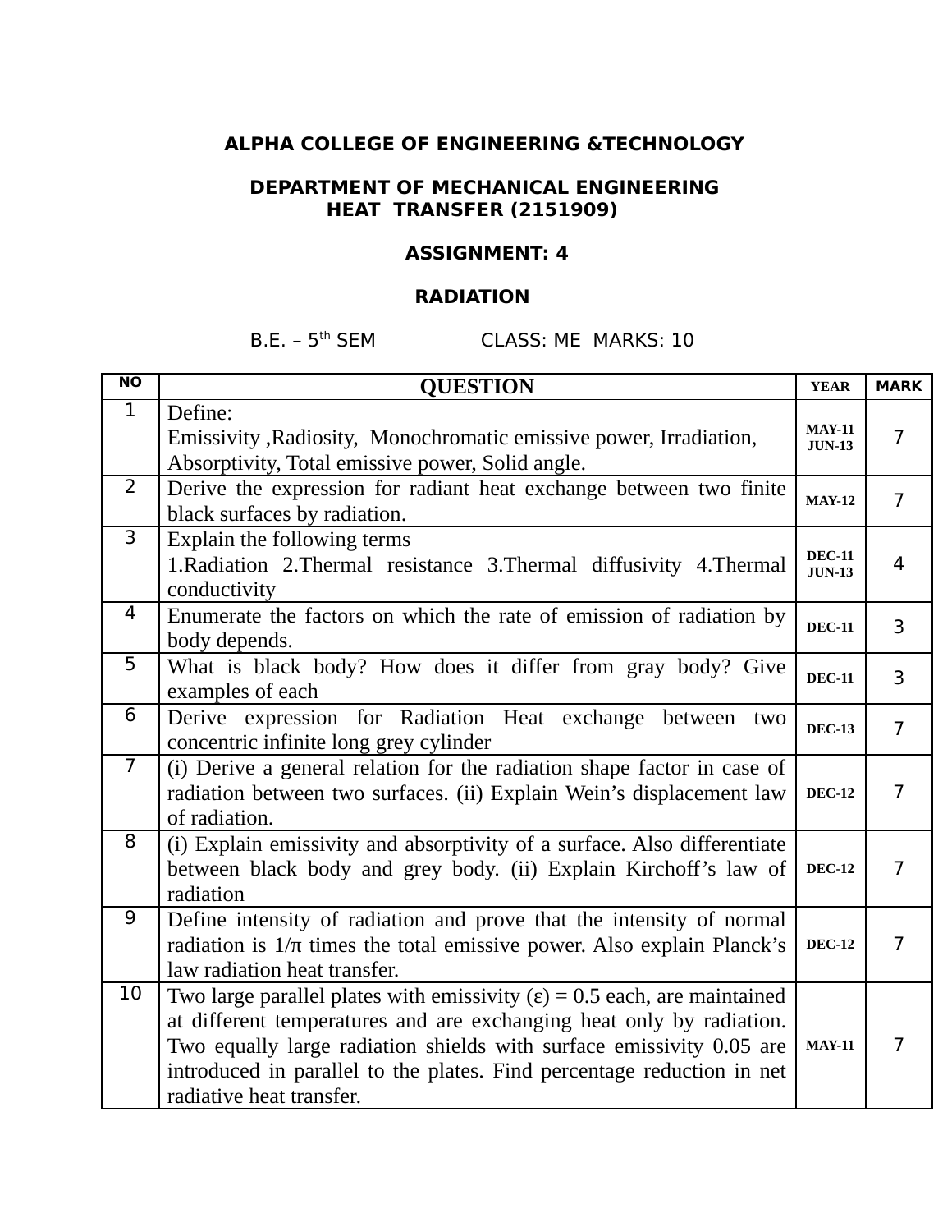**ALPHA COLLEGE OF ENGINEERING &TECHNOLOGY**

**DEPARTMENT OF MECHANICAL ENGINEERING**
**HEAT TRANSFER (2151909)**

**ASSIGNMENT: 4**

**RADIATION**

B.E. – 5th SEM CLASS: ME MARKS: 10

| NO | QUESTION | YEAR | MARK |
|---|---|---|---|
| 1 | Define:<br>Emissivity ,Radiosity, Monochromatic emissive power, Irradiation, Absorptivity, Total emissive power, Solid angle. | MAY-11<br>JUN-13 | 7 |
| 2 | Derive the expression for radiant heat exchange between two finite black surfaces by radiation. | MAY-12 | 7 |
| 3 | Explain the following terms<br>1.Radiation 2.Thermal resistance 3.Thermal diffusivity 4.Thermal conductivity | DEC-11<br>JUN-13 | 4 |
| 4 | Enumerate the factors on which the rate of emission of radiation by body depends. | DEC-11 | 3 |
| 5 | What is black body? How does it differ from gray body? Give examples of each | DEC-11 | 3 |
| 6 | Derive expression for Radiation Heat exchange between two concentric infinite long grey cylinder | DEC-13 | 7 |
| 7 | (i) Derive a general relation for the radiation shape factor in case of radiation between two surfaces. (ii) Explain Wein's displacement law of radiation. | DEC-12 | 7 |
| 8 | (i) Explain emissivity and absorptivity of a surface. Also differentiate between black body and grey body. (ii) Explain Kirchoff's law of radiation | DEC-12 | 7 |
| 9 | Define intensity of radiation and prove that the intensity of normal radiation is $1/\pi$ times the total emissive power. Also explain Planck's law radiation heat transfer. | DEC-12 | 7 |
| 10 | Two large parallel plates with emissivity ($\varepsilon$) = 0.5 each, are maintained at different temperatures and are exchanging heat only by radiation. Two equally large radiation shields with surface emissivity 0.05 are introduced in parallel to the plates. Find percentage reduction in net radiative heat transfer. | MAY-11 | 7 |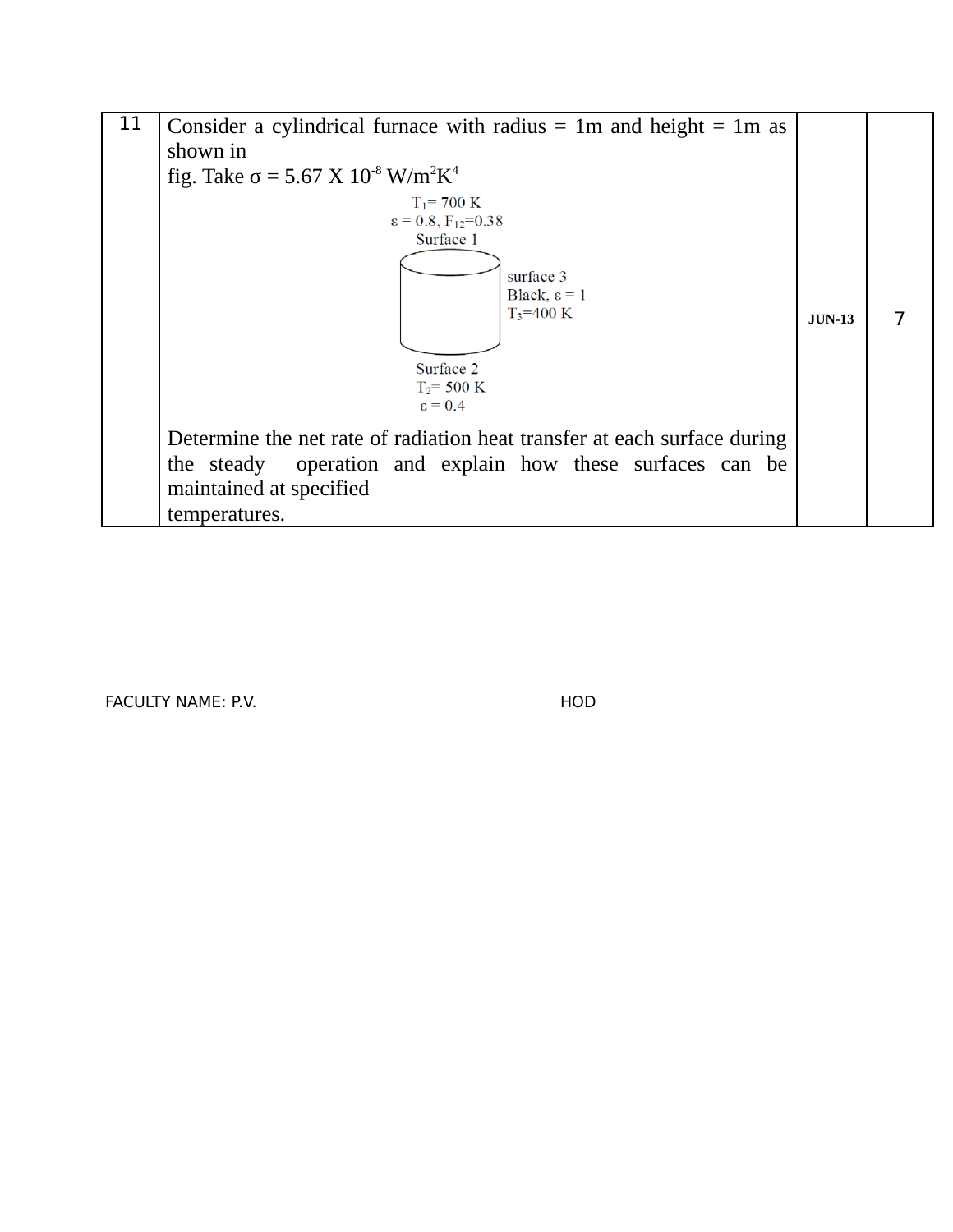| 11 | Consider a cylindrical furnace with radius = 1m and height = 1m as shown in fig. Take $\sigma = 5.67 \times 10^{-8}$ W/m$^2$K$^4$ <br> $T_1 = 700$ K <br> $\varepsilon = 0.8$, $F_{12} = 0.38$ <br> Surface 1 <br> surface 3 <br> Black, $\varepsilon = 1$ <br> $T_3 = 400$ K <br> Surface 2 <br> $T_2 = 500$ K <br> $\varepsilon = 0.4$ <br> Determine the net rate of radiation heat transfer at each surface during the steady operation and explain how these surfaces can be maintained at specified temperatures. | **JUN-13** | 7 |
|---|---|---|---|

FACULTY NAME: P.V. HOD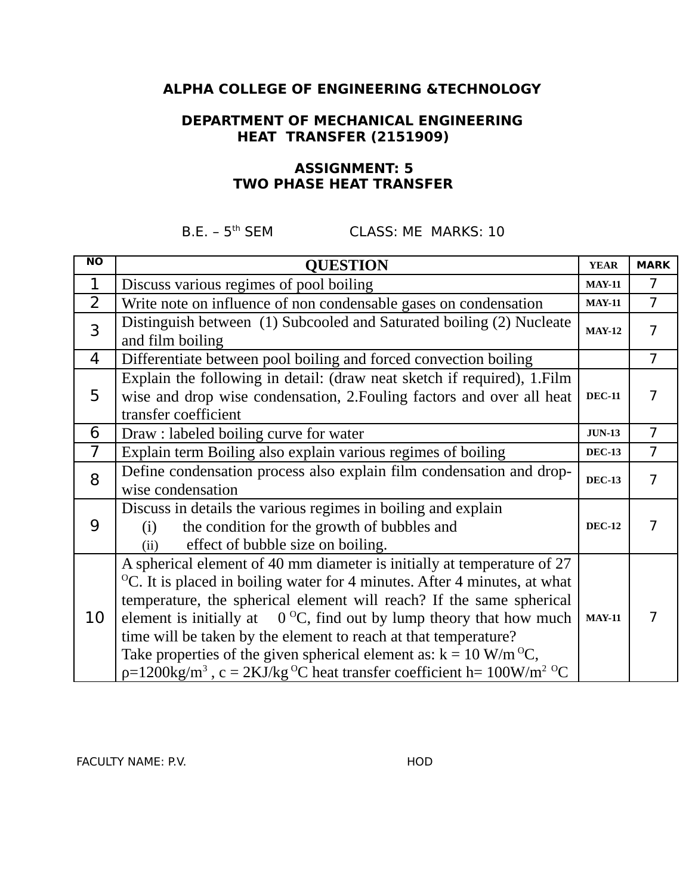**ALPHA COLLEGE OF ENGINEERING &TECHNOLOGY**

**DEPARTMENT OF MECHANICAL ENGINEERING**
**HEAT TRANSFER (2151909)**

**ASSIGNMENT: 5**
**TWO PHASE HEAT TRANSFER**

B.E. – 5th SEM CLASS: ME MARKS: 10

| NO | QUESTION | YEAR | MARK |
|---|---|---|---|
| 1 | Discuss various regimes of pool boiling | MAY-11 | 7 |
| 2 | Write note on influence of non condensable gases on condensation | MAY-11 | 7 |
| 3 | Distinguish between (1) Subcooled and Saturated boiling (2) Nucleate and film boiling | MAY-12 | 7 |
| 4 | Differentiate between pool boiling and forced convection boiling | | 7 |
| 5 | Explain the following in detail: (draw neat sketch if required), 1.Film wise and drop wise condensation, 2.Fouling factors and over all heat transfer coefficient | DEC-11 | 7 |
| 6 | Draw : labeled boiling curve for water | JUN-13 | 7 |
| 7 | Explain term Boiling also explain various regimes of boiling | DEC-13 | 7 |
| 8 | Define condensation process also explain film condensation and drop-wise condensation | DEC-13 | 7 |
| 9 | Discuss in details the various regimes in boiling and explain (i) the condition for the growth of bubbles and (ii) effect of bubble size on boiling. | DEC-12 | 7 |
| 10 | A spherical element of 40 mm diameter is initially at temperature of 27 $^{O}$C. It is placed in boiling water for 4 minutes. After 4 minutes, at what temperature, the spherical element will reach? If the same spherical element is initially at 0 $^{O}$C, find out by lump theory that how much time will be taken by the element to reach at that temperature? Take properties of the given spherical element as: k = 10 W/m $^{O}$C, $\rho$=1200kg/m$^3$ , c = 2KJ/kg $^{O}$C heat transfer coefficient h= 100W/m$^2$ $^{O}$C | MAY-11 | 7 |

FACULTY NAME: P.V. HOD